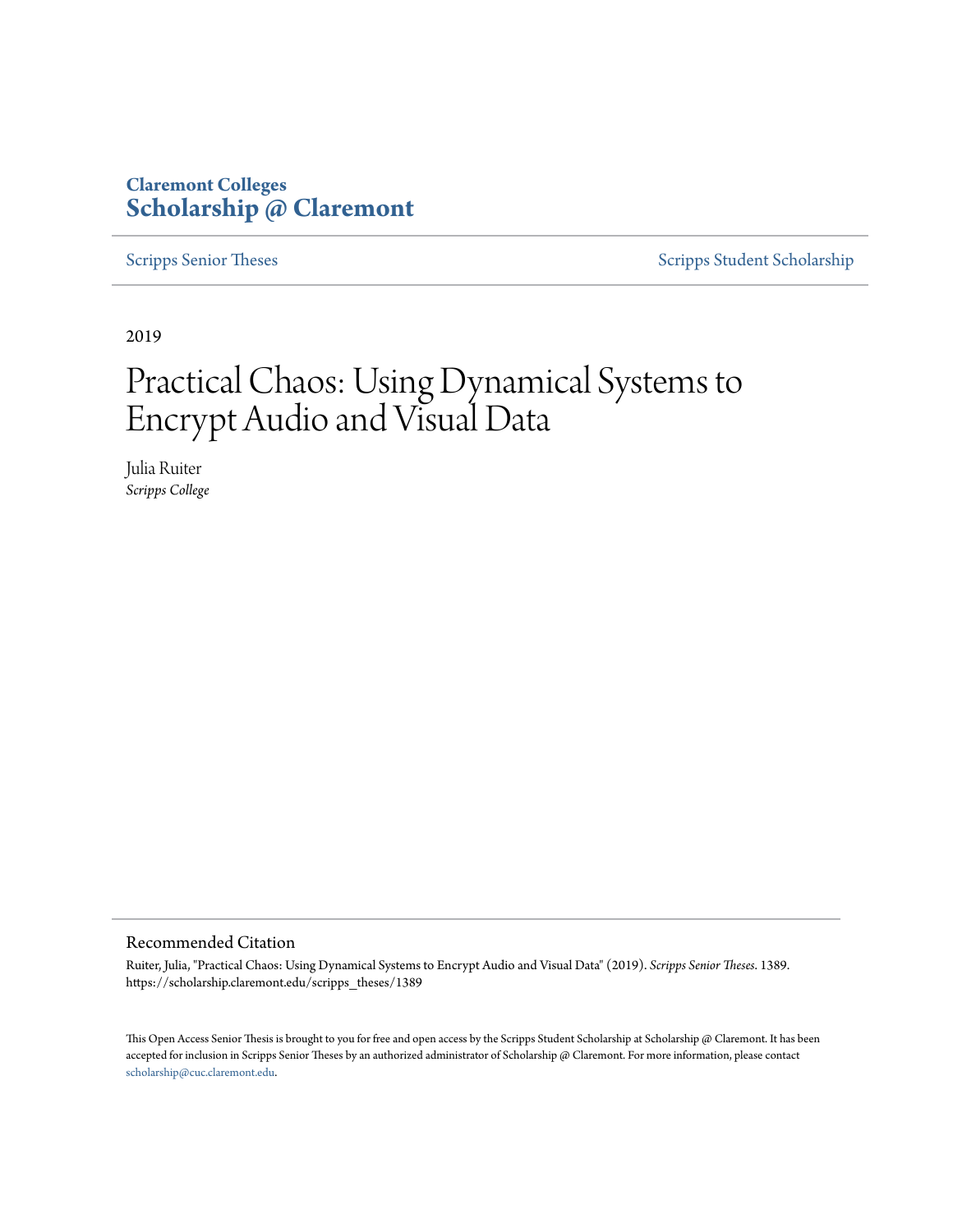Claremont Colleges
**Scholarship @ Claremont**

Scripps Senior Theses | Scripps Student Scholarship

2019

# Practical Chaos: Using Dynamical Systems to Encrypt Audio and Visual Data

Julia Ruiter
*Scripps College*

## Recommended Citation

Ruiter, Julia, "Practical Chaos: Using Dynamical Systems to Encrypt Audio and Visual Data" (2019). *Scripps Senior Theses*. 1389.
https://scholarship.claremont.edu/scripps_theses/1389

This Open Access Senior Thesis is brought to you for free and open access by the Scripps Student Scholarship at Scholarship @ Claremont. It has been accepted for inclusion in Scripps Senior Theses by an authorized administrator of Scholarship @ Claremont. For more information, please contact scholarship@cuc.claremont.edu.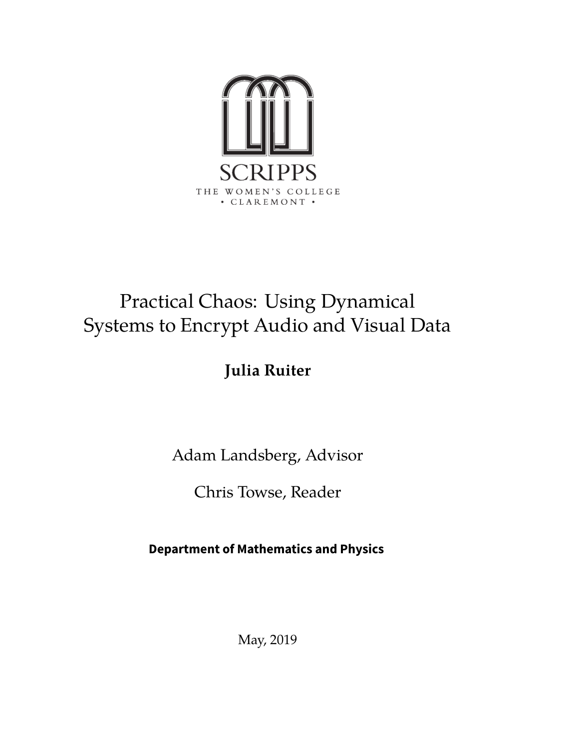SCRIPPS

THE WOMEN'S COLLEGE

• CLAREMONT •

# Practical Chaos: Using Dynamical Systems to Encrypt Audio and Visual Data

**Julia Ruiter**

Adam Landsberg, Advisor

Chris Towse, Reader

**Department of Mathematics and Physics**

May, 2019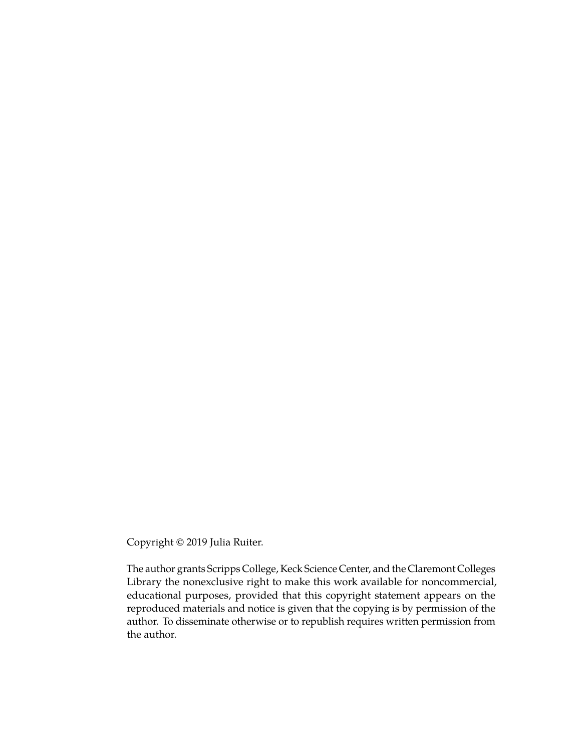Copyright © 2019 Julia Ruiter.

The author grants Scripps College, Keck Science Center, and the Claremont Colleges Library the nonexclusive right to make this work available for noncommercial, educational purposes, provided that this copyright statement appears on the reproduced materials and notice is given that the copying is by permission of the author. To disseminate otherwise or to republish requires written permission from the author.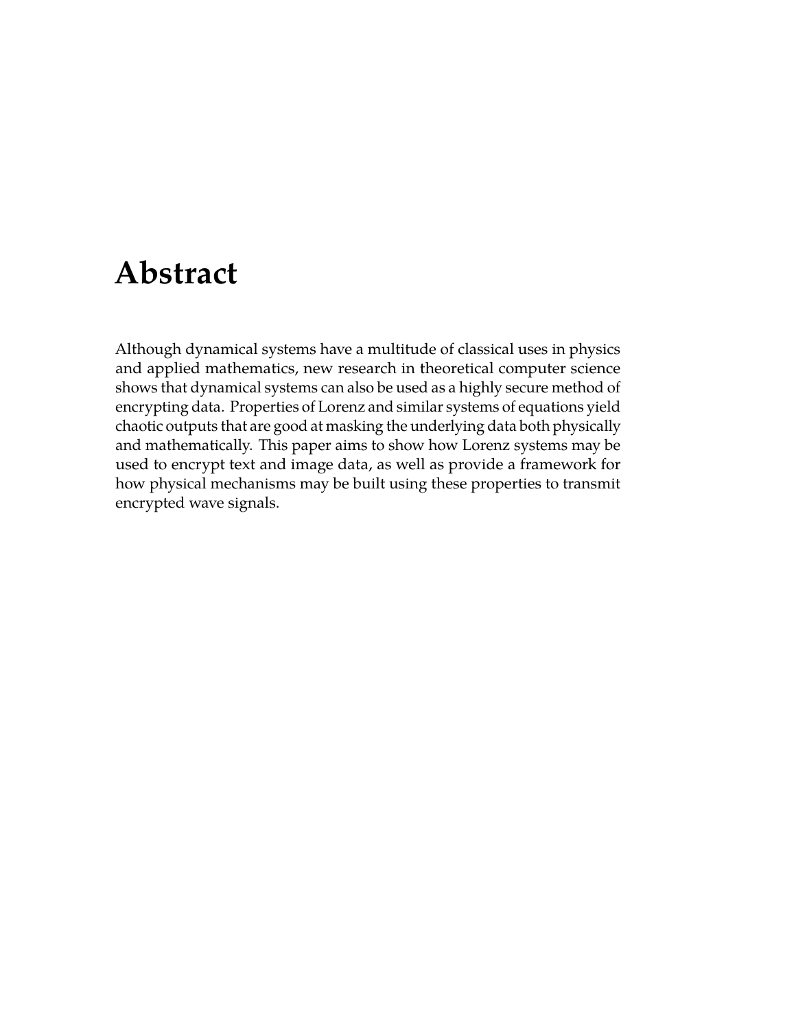# Abstract

Although dynamical systems have a multitude of classical uses in physics and applied mathematics, new research in theoretical computer science shows that dynamical systems can also be used as a highly secure method of encrypting data. Properties of Lorenz and similar systems of equations yield chaotic outputs that are good at masking the underlying data both physically and mathematically. This paper aims to show how Lorenz systems may be used to encrypt text and image data, as well as provide a framework for how physical mechanisms may be built using these properties to transmit encrypted wave signals.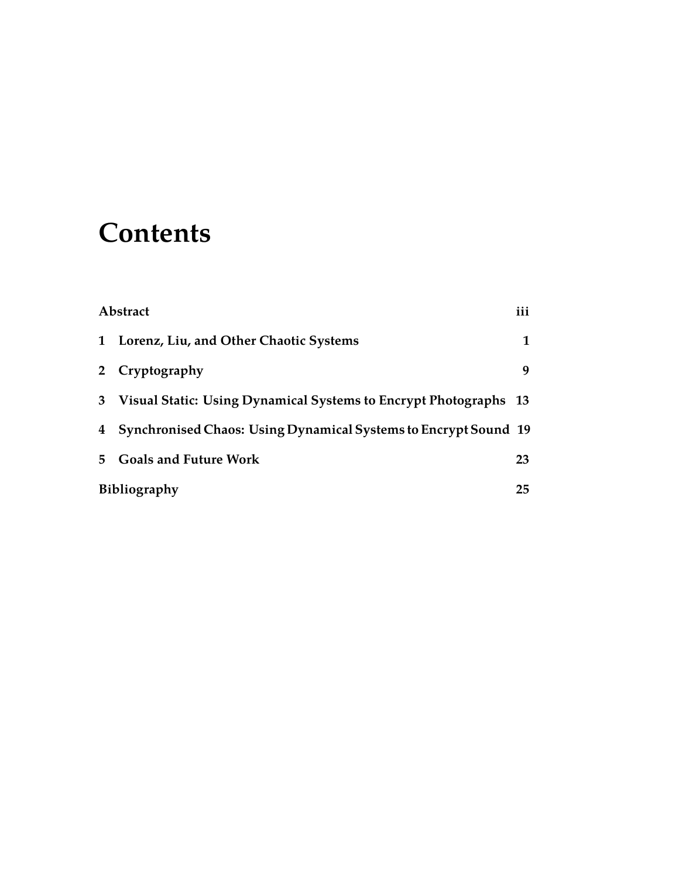# Contents

| | |
|---|---|
| **Abstract** | **iii** |
| **1 Lorenz, Liu, and Other Chaotic Systems** | **1** |
| **2 Cryptography** | **9** |
| **3 Visual Static: Using Dynamical Systems to Encrypt Photographs** | **13** |
| **4 Synchronised Chaos: Using Dynamical Systems to Encrypt Sound** | **19** |
| **5 Goals and Future Work** | **23** |
| **Bibliography** | **25** |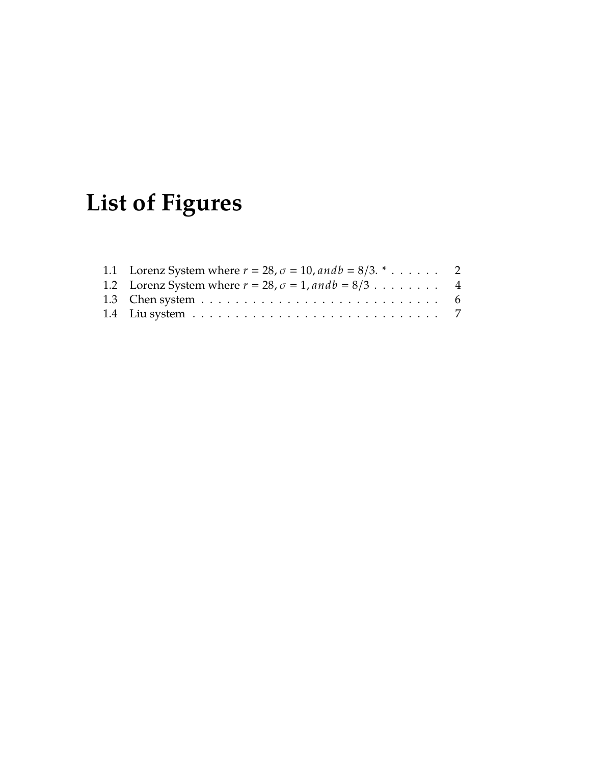# List of Figures

1.1 Lorenz System where $r = 28, \sigma = 10, and b = 8/3.$ * . . . . . . 2
1.2 Lorenz System where $r = 28, \sigma = 1, and b = 8/3$ . . . . . . . . 4
1.3 Chen system . . . . . . . . . . . . . . . . . . . . . . . . . . . . 6
1.4 Liu system . . . . . . . . . . . . . . . . . . . . . . . . . . . . . 7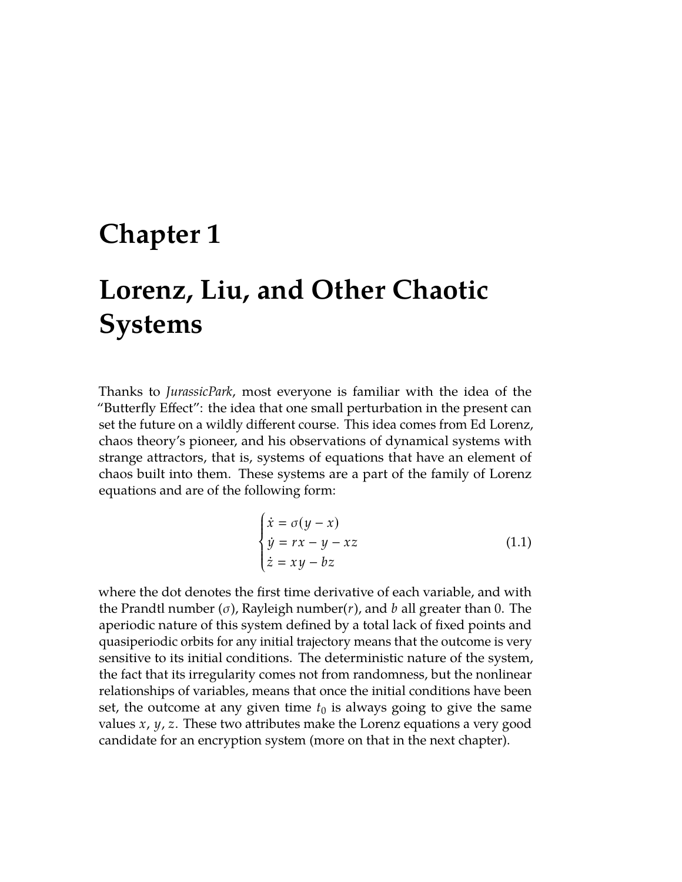# Chapter 1

# Lorenz, Liu, and Other Chaotic Systems

Thanks to *JurassicPark*, most everyone is familiar with the idea of the "Butterfly Effect": the idea that one small perturbation in the present can set the future on a wildly different course. This idea comes from Ed Lorenz, chaos theory's pioneer, and his observations of dynamical systems with strange attractors, that is, systems of equations that have an element of chaos built into them. These systems are a part of the family of Lorenz equations and are of the following form:

$$
\begin{cases}
\dot{x} = \sigma(y - x) \\
\dot{y} = rx - y - xz \\
\dot{z} = xy - bz
\end{cases}
\tag{1.1}
$$

where the dot denotes the first time derivative of each variable, and with the Prandtl number ($\sigma$), Rayleigh number($r$), and $b$ all greater than 0. The aperiodic nature of this system defined by a total lack of fixed points and quasiperiodic orbits for any initial trajectory means that the outcome is very sensitive to its initial conditions. The deterministic nature of the system, the fact that its irregularity comes not from randomness, but the nonlinear relationships of variables, means that once the initial conditions have been set, the outcome at any given time $t_0$ is always going to give the same values $x$, $y$, $z$. These two attributes make the Lorenz equations a very good candidate for an encryption system (more on that in the next chapter).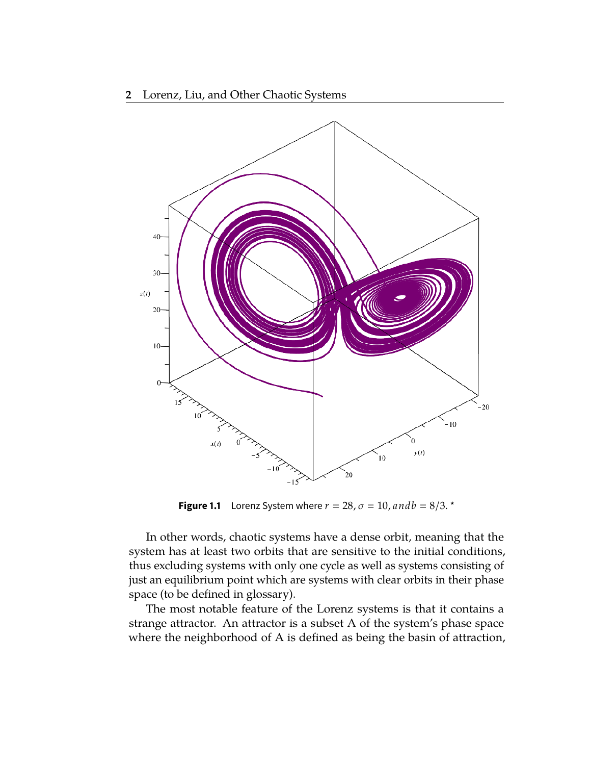**Figure 1.1** Lorenz System where $r = 28, \sigma = 10, andb = 8/3.$ *

In other words, chaotic systems have a dense orbit, meaning that the system has at least two orbits that are sensitive to the initial conditions, thus excluding systems with only one cycle as well as systems consisting of just an equilibrium point which are systems with clear orbits in their phase space (to be defined in glossary).

The most notable feature of the Lorenz systems is that it contains a strange attractor. An attractor is a subset A of the system's phase space where the neighborhood of A is defined as being the basin of attraction,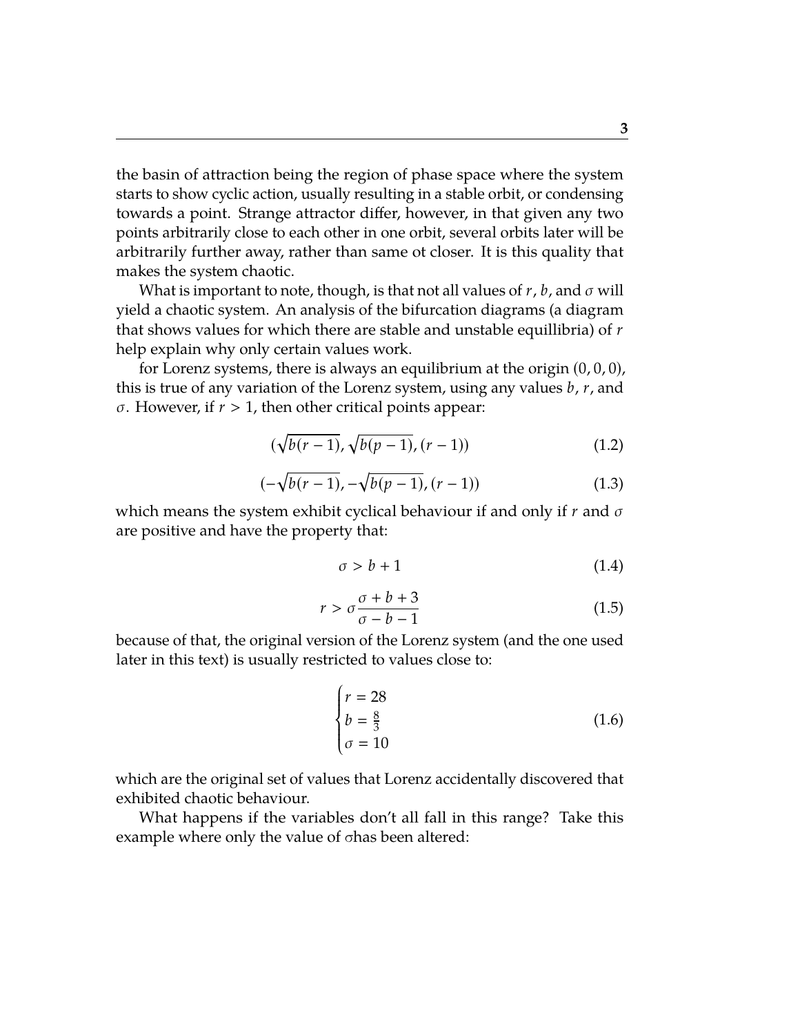the basin of attraction being the region of phase space where the system starts to show cyclic action, usually resulting in a stable orbit, or condensing towards a point. Strange attractor differ, however, in that given any two points arbitrarily close to each other in one orbit, several orbits later will be arbitrarily further away, rather than same ot closer. It is this quality that makes the system chaotic.

What is important to note, though, is that not all values of $r$, $b$, and $\sigma$ will yield a chaotic system. An analysis of the bifurcation diagrams (a diagram that shows values for which there are stable and unstable equillibria) of $r$ help explain why only certain values work.

for Lorenz systems, there is always an equilibrium at the origin $(0, 0, 0)$, this is true of any variation of the Lorenz system, using any values $b$, $r$, and $\sigma$. However, if $r > 1$, then other critical points appear:

$$(\sqrt{b(r-1)}, \sqrt{b(p-1)}, (r-1)) \tag{1.2}$$

$$(-\sqrt{b(r-1)}, -\sqrt{b(p-1)}, (r-1)) \tag{1.3}$$

which means the system exhibit cyclical behaviour if and only if $r$ and $\sigma$ are positive and have the property that:

$$\sigma > b + 1 \tag{1.4}$$

$$r > \sigma \frac{\sigma + b + 3}{\sigma - b - 1} \tag{1.5}$$

because of that, the original version of the Lorenz system (and the one used later in this text) is usually restricted to values close to:

$$\begin{cases} r = 28 \\ b = \frac{8}{3} \\ \sigma = 10 \end{cases} \tag{1.6}$$

which are the original set of values that Lorenz accidentally discovered that exhibited chaotic behaviour.

What happens if the variables don't all fall in this range? Take this example where only the value of $\sigma$has been altered: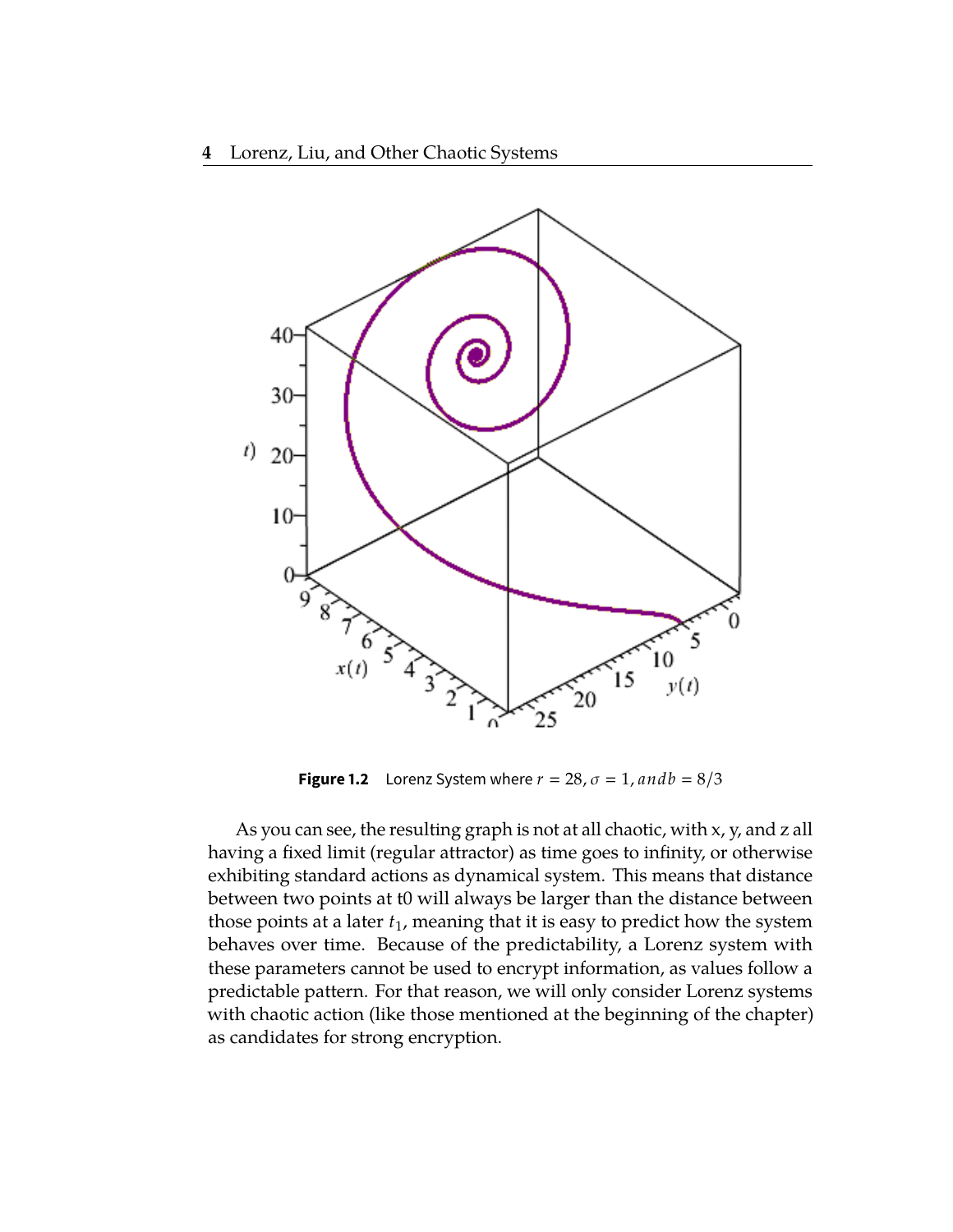Figure 1.2 Lorenz System where $r = 28, \sigma = 1, and b = 8/3$

As you can see, the resulting graph is not at all chaotic, with x, y, and z all having a fixed limit (regular attractor) as time goes to infinity, or otherwise exhibiting standard actions as dynamical system. This means that distance between two points at t0 will always be larger than the distance between those points at a later $t_1$, meaning that it is easy to predict how the system behaves over time. Because of the predictability, a Lorenz system with these parameters cannot be used to encrypt information, as values follow a predictable pattern. For that reason, we will only consider Lorenz systems with chaotic action (like those mentioned at the beginning of the chapter) as candidates for strong encryption.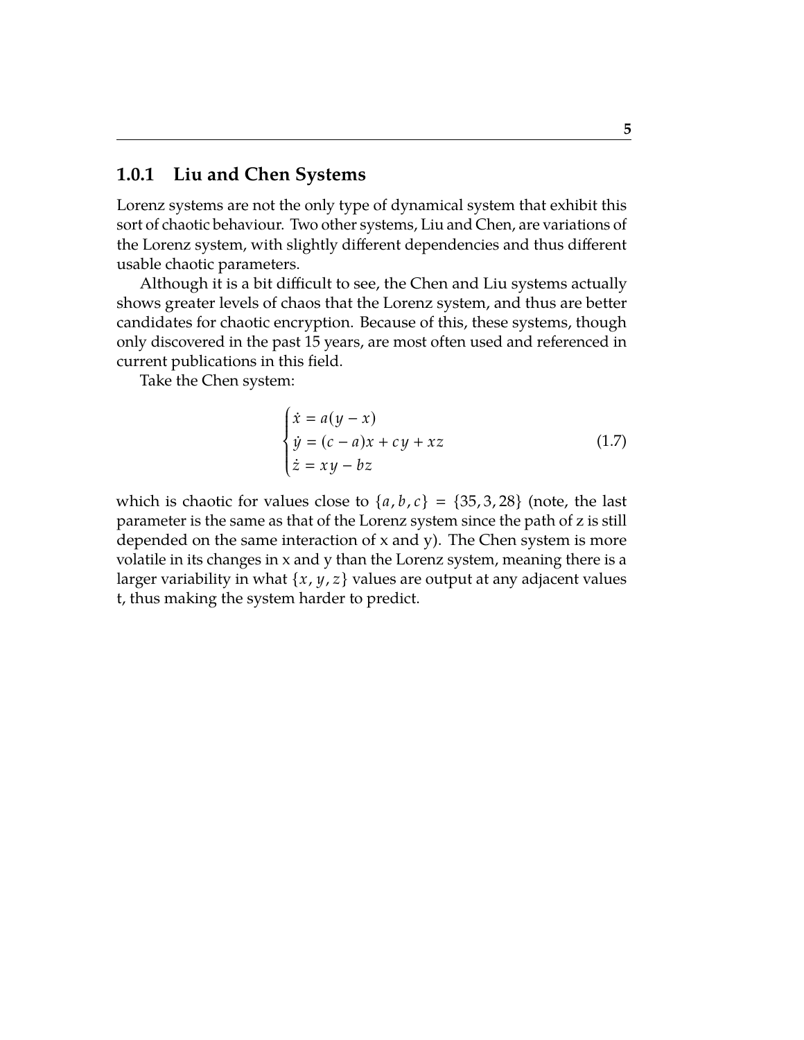### 1.0.1 Liu and Chen Systems

Lorenz systems are not the only type of dynamical system that exhibit this sort of chaotic behaviour. Two other systems, Liu and Chen, are variations of the Lorenz system, with slightly different dependencies and thus different usable chaotic parameters.

Although it is a bit difficult to see, the Chen and Liu systems actually shows greater levels of chaos that the Lorenz system, and thus are better candidates for chaotic encryption. Because of this, these systems, though only discovered in the past 15 years, are most often used and referenced in current publications in this field.

Take the Chen system:

$$
\begin{cases}
\dot{x} = a(y - x) \\
\dot{y} = (c - a)x + cy + xz \\
\dot{z} = xy - bz
\end{cases}
\tag{1.7}
$$

which is chaotic for values close to $\{a, b, c\} = \{35, 3, 28\}$ (note, the last parameter is the same as that of the Lorenz system since the path of z is still depended on the same interaction of x and y). The Chen system is more volatile in its changes in x and y than the Lorenz system, meaning there is a larger variability in what $\{x, y, z\}$ values are output at any adjacent values t, thus making the system harder to predict.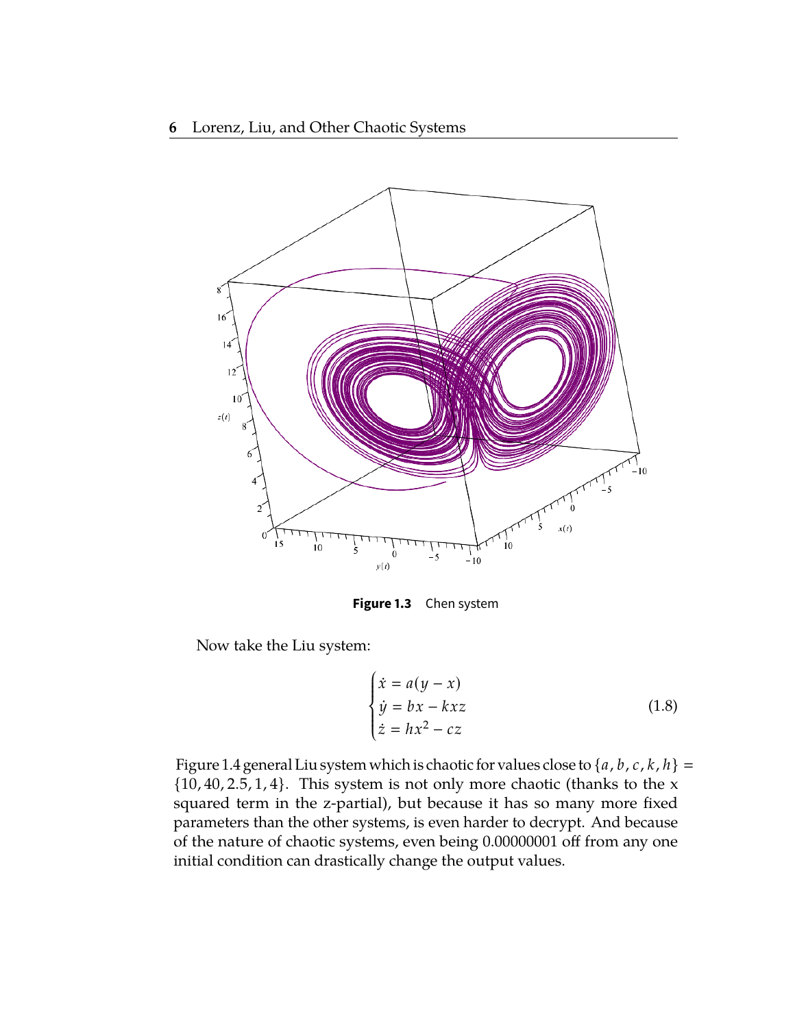**Figure 1.3** Chen system

Now take the Liu system:

$$
\begin{cases}
\dot{x} = a(y - x) \\
\dot{y} = bx - kxz \\
\dot{z} = hx^2 - cz
\end{cases}
\tag{1.8}
$$

Figure 1.4 general Liu system which is chaotic for values close to $\{a, b, c, k, h\} = \{10, 40, 2.5, 1, 4\}$. This system is not only more chaotic (thanks to the x squared term in the z-partial), but because it has so many more fixed parameters than the other systems, is even harder to decrypt. And because of the nature of chaotic systems, even being 0.00000001 off from any one initial condition can drastically change the output values.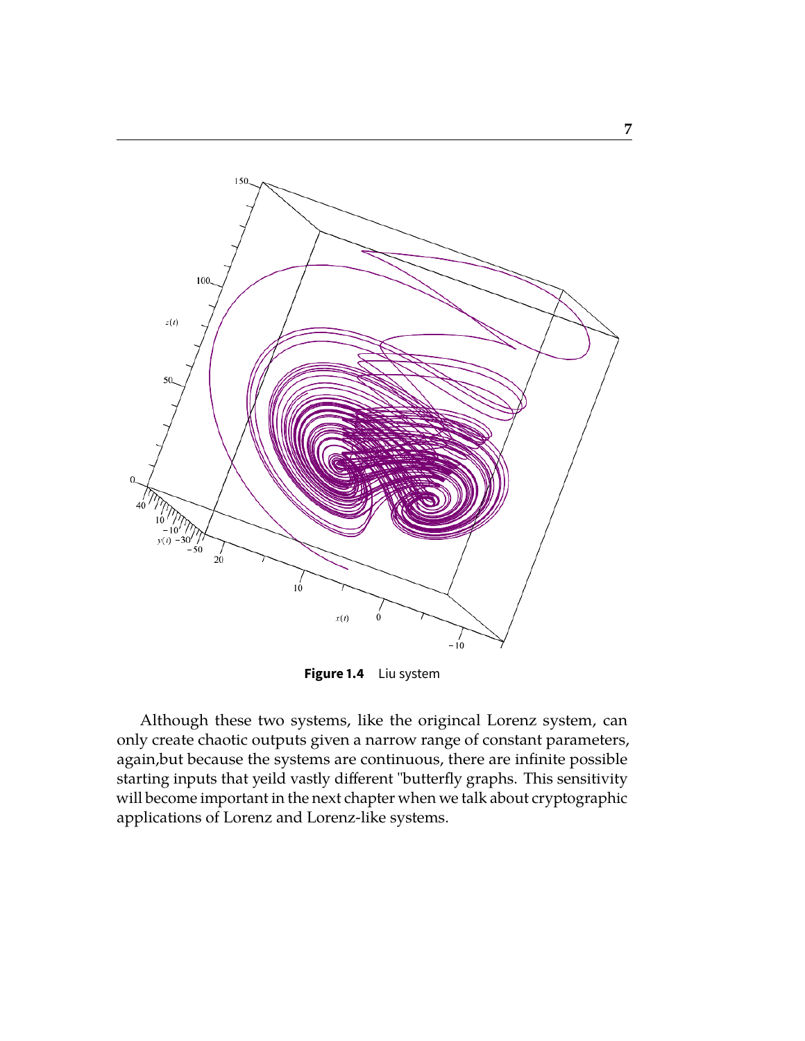**Figure 1.4** Liu system

Although these two systems, like the origincal Lorenz system, can only create chaotic outputs given a narrow range of constant parameters, again,but because the systems are continuous, there are infinite possible starting inputs that yeild vastly different "butterfly graphs. This sensitivity will become important in the next chapter when we talk about cryptographic applications of Lorenz and Lorenz-like systems.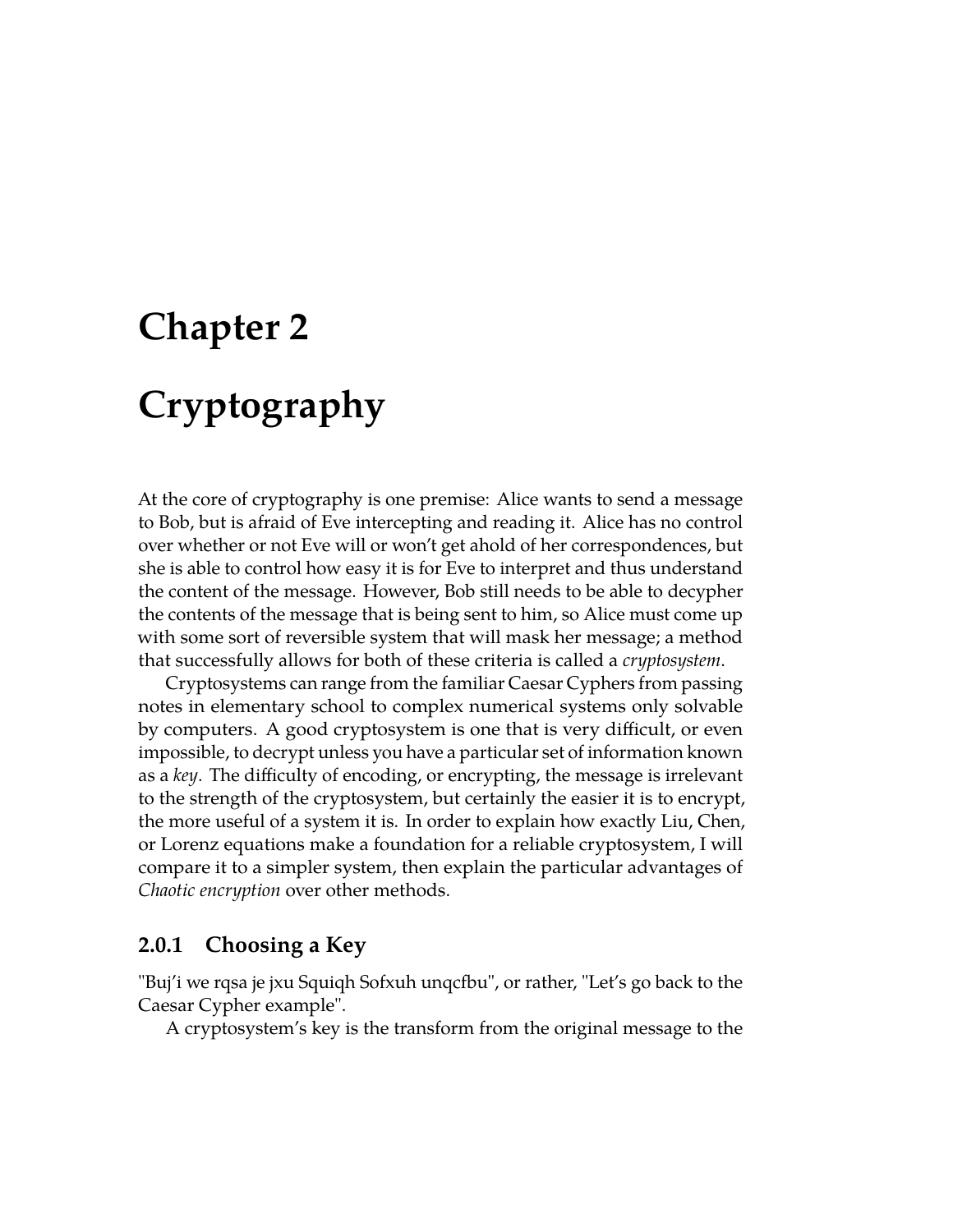# Chapter 2

# Cryptography

At the core of cryptography is one premise: Alice wants to send a message to Bob, but is afraid of Eve intercepting and reading it. Alice has no control over whether or not Eve will or won't get ahold of her correspondences, but she is able to control how easy it is for Eve to interpret and thus understand the content of the message. However, Bob still needs to be able to decypher the contents of the message that is being sent to him, so Alice must come up with some sort of reversible system that will mask her message; a method that successfully allows for both of these criteria is called a *cryptosystem*.

Cryptosystems can range from the familiar Caesar Cyphers from passing notes in elementary school to complex numerical systems only solvable by computers. A good cryptosystem is one that is very difficult, or even impossible, to decrypt unless you have a particular set of information known as a *key*. The difficulty of encoding, or encrypting, the message is irrelevant to the strength of the cryptosystem, but certainly the easier it is to encrypt, the more useful of a system it is. In order to explain how exactly Liu, Chen, or Lorenz equations make a foundation for a reliable cryptosystem, I will compare it to a simpler system, then explain the particular advantages of *Chaotic encryption* over other methods.

### 2.0.1 Choosing a Key

"Buj'i we rqsa je jxu Squiqh Sofxuh unqcfbu", or rather, "Let's go back to the Caesar Cypher example".

A cryptosystem's key is the transform from the original message to the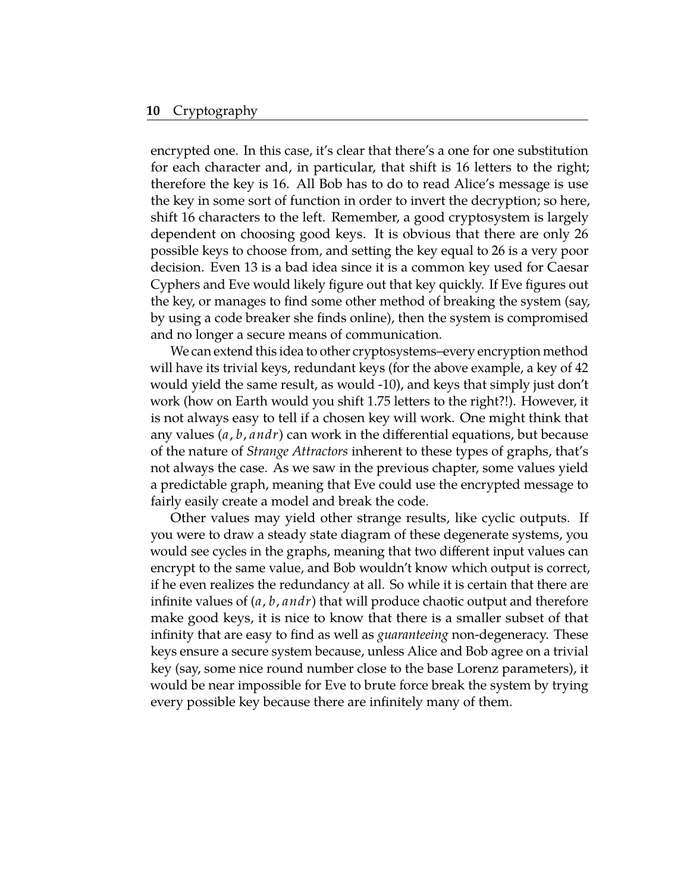encrypted one. In this case, it's clear that there's a one for one substitution for each character and, in particular, that shift is 16 letters to the right; therefore the key is 16. All Bob has to do to read Alice's message is use the key in some sort of function in order to invert the decryption; so here, shift 16 characters to the left. Remember, a good cryptosystem is largely dependent on choosing good keys. It is obvious that there are only 26 possible keys to choose from, and setting the key equal to 26 is a very poor decision. Even 13 is a bad idea since it is a common key used for Caesar Cyphers and Eve would likely figure out that key quickly. If Eve figures out the key, or manages to find some other method of breaking the system (say, by using a code breaker she finds online), then the system is compromised and no longer a secure means of communication.

We can extend this idea to other cryptosystems–every encryption method will have its trivial keys, redundant keys (for the above example, a key of 42 would yield the same result, as would -10), and keys that simply just don't work (how on Earth would you shift 1.75 letters to the right?!). However, it is not always easy to tell if a chosen key will work. One might think that any values $(a, b, and r)$ can work in the differential equations, but because of the nature of *Strange Attractors* inherent to these types of graphs, that's not always the case. As we saw in the previous chapter, some values yield a predictable graph, meaning that Eve could use the encrypted message to fairly easily create a model and break the code.

Other values may yield other strange results, like cyclic outputs. If you were to draw a steady state diagram of these degenerate systems, you would see cycles in the graphs, meaning that two different input values can encrypt to the same value, and Bob wouldn't know which output is correct, if he even realizes the redundancy at all. So while it is certain that there are infinite values of $(a, b, and r)$ that will produce chaotic output and therefore make good keys, it is nice to know that there is a smaller subset of that infinity that are easy to find as well as *guaranteeing* non-degeneracy. These keys ensure a secure system because, unless Alice and Bob agree on a trivial key (say, some nice round number close to the base Lorenz parameters), it would be near impossible for Eve to brute force break the system by trying every possible key because there are infinitely many of them.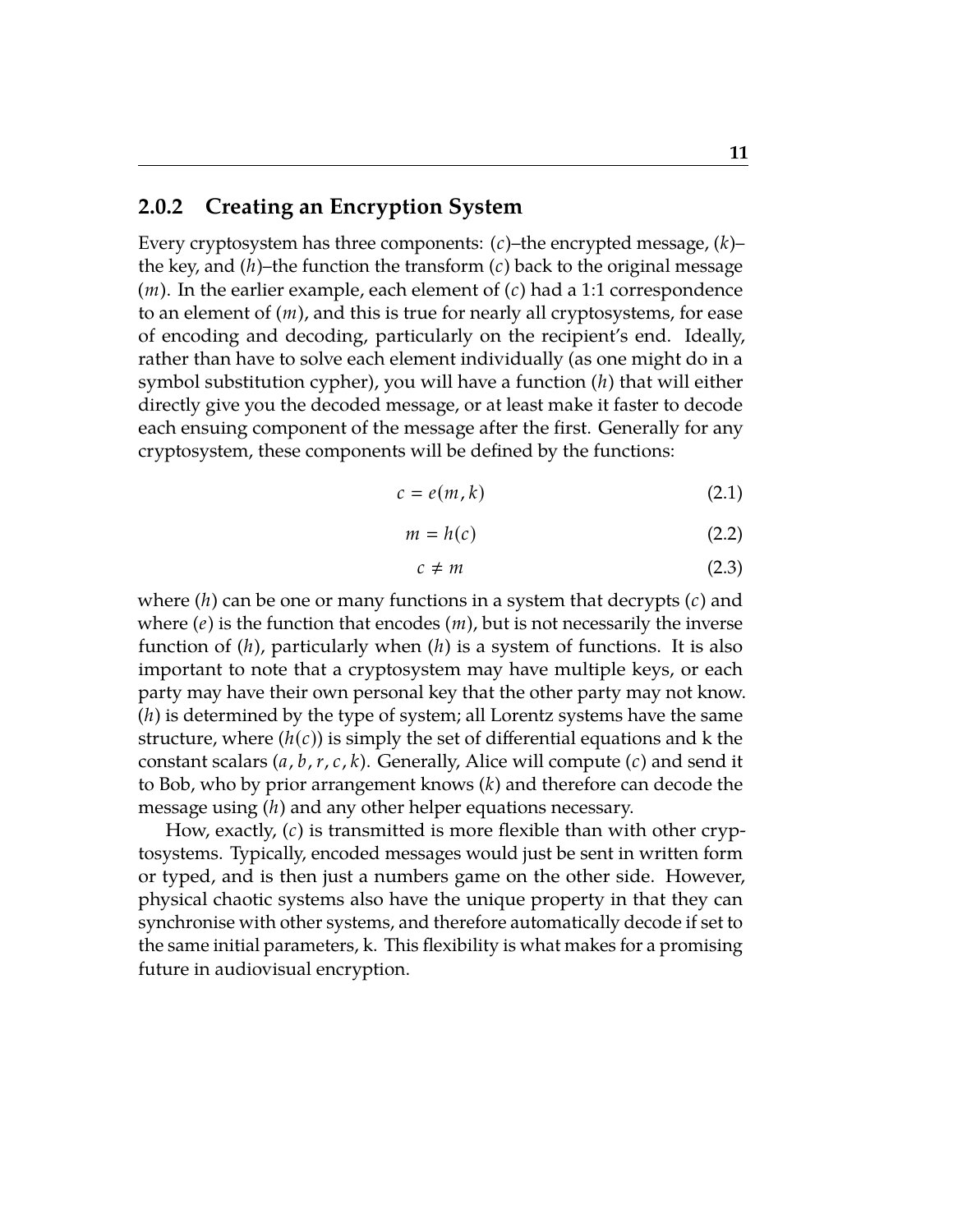### 2.0.2 Creating an Encryption System

Every cryptosystem has three components: $(c)$–the encrypted message, $(k)$–the key, and $(h)$–the function the transform $(c)$ back to the original message $(m)$. In the earlier example, each element of $(c)$ had a 1:1 correspondence to an element of $(m)$, and this is true for nearly all cryptosystems, for ease of encoding and decoding, particularly on the recipient's end. Ideally, rather than have to solve each element individually (as one might do in a symbol substitution cypher), you will have a function $(h)$ that will either directly give you the decoded message, or at least make it faster to decode each ensuing component of the message after the first. Generally for any cryptosystem, these components will be defined by the functions:

$$c = e(m, k) \tag{2.1}$$

$$m = h(c) \tag{2.2}$$

$$c \neq m \tag{2.3}$$

where $(h)$ can be one or many functions in a system that decrypts $(c)$ and where $(e)$ is the function that encodes $(m)$, but is not necessarily the inverse function of $(h)$, particularly when $(h)$ is a system of functions. It is also important to note that a cryptosystem may have multiple keys, or each party may have their own personal key that the other party may not know. $(h)$ is determined by the type of system; all Lorentz systems have the same structure, where $(h(c))$ is simply the set of differential equations and k the constant scalars $(a, b, r, c, k)$. Generally, Alice will compute $(c)$ and send it to Bob, who by prior arrangement knows $(k)$ and therefore can decode the message using $(h)$ and any other helper equations necessary.

How, exactly, $(c)$ is transmitted is more flexible than with other cryptosystems. Typically, encoded messages would just be sent in written form or typed, and is then just a numbers game on the other side. However, physical chaotic systems also have the unique property in that they can synchronise with other systems, and therefore automatically decode if set to the same initial parameters, k. This flexibility is what makes for a promising future in audiovisual encryption.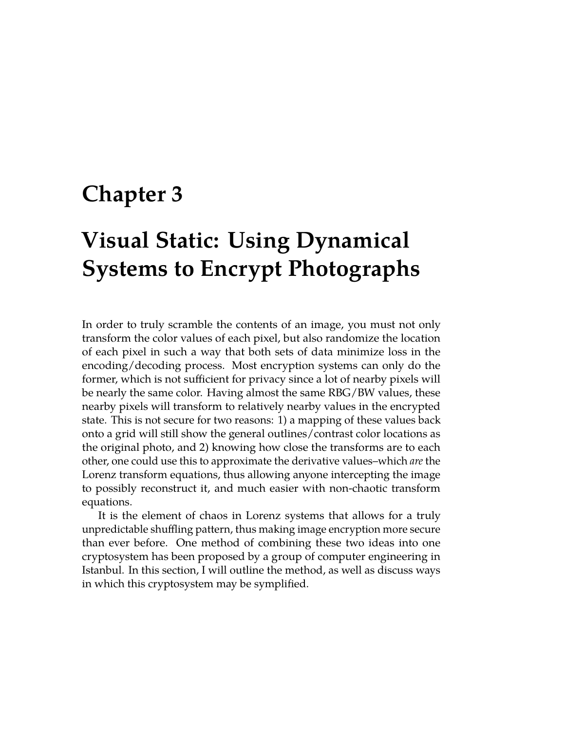# Chapter 3

# Visual Static: Using Dynamical Systems to Encrypt Photographs

In order to truly scramble the contents of an image, you must not only transform the color values of each pixel, but also randomize the location of each pixel in such a way that both sets of data minimize loss in the encoding/decoding process. Most encryption systems can only do the former, which is not sufficient for privacy since a lot of nearby pixels will be nearly the same color. Having almost the same RBG/BW values, these nearby pixels will transform to relatively nearby values in the encrypted state. This is not secure for two reasons: 1) a mapping of these values back onto a grid will still show the general outlines/contrast color locations as the original photo, and 2) knowing how close the transforms are to each other, one could use this to approximate the derivative values–which *are* the Lorenz transform equations, thus allowing anyone intercepting the image to possibly reconstruct it, and much easier with non-chaotic transform equations.

It is the element of chaos in Lorenz systems that allows for a truly unpredictable shuffling pattern, thus making image encryption more secure than ever before. One method of combining these two ideas into one cryptosystem has been proposed by a group of computer engineering in Istanbul. In this section, I will outline the method, as well as discuss ways in which this cryptosystem may be symplified.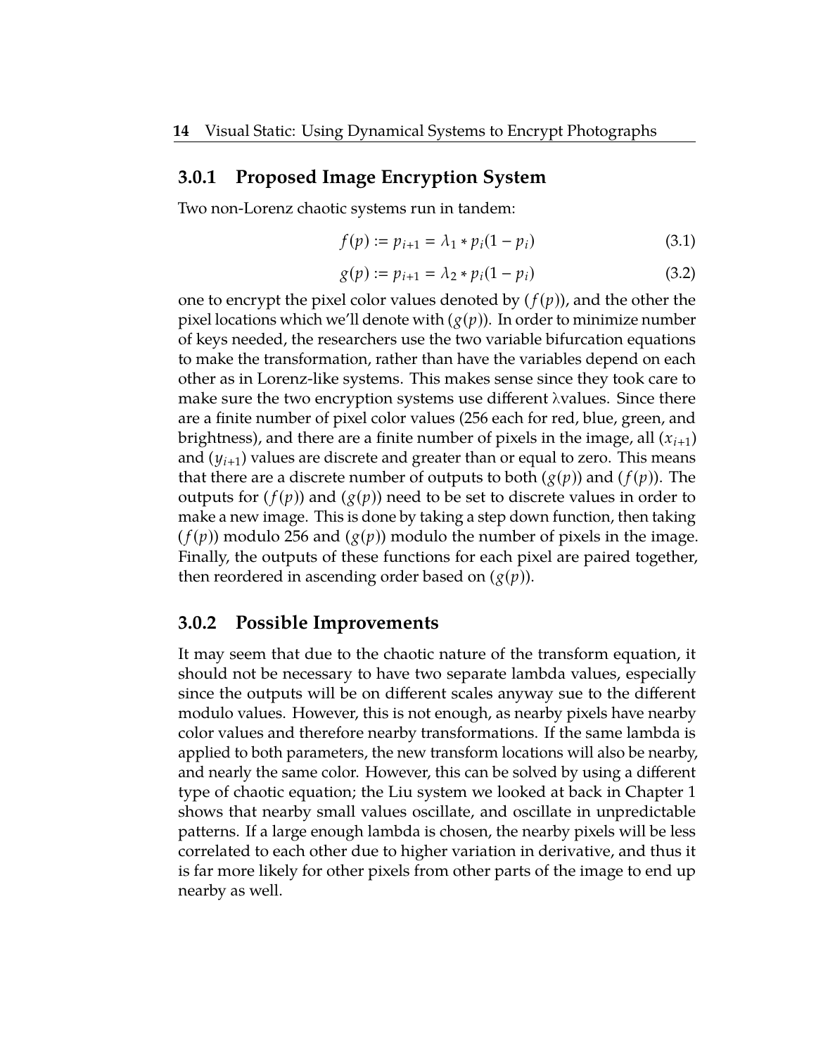### 3.0.1 Proposed Image Encryption System

Two non-Lorenz chaotic systems run in tandem:

$$f(p) := p_{i+1} = \lambda_1 * p_i(1 - p_i) \tag{3.1}$$

$$g(p) := p_{i+1} = \lambda_2 * p_i(1 - p_i) \tag{3.2}$$

one to encrypt the pixel color values denoted by $(f(p))$, and the other the pixel locations which we'll denote with $(g(p))$. In order to minimize number of keys needed, the researchers use the two variable bifurcation equations to make the transformation, rather than have the variables depend on each other as in Lorenz-like systems. This makes sense since they took care to make sure the two encryption systems use different λvalues. Since there are a finite number of pixel color values (256 each for red, blue, green, and brightness), and there are a finite number of pixels in the image, all $(x_{i+1})$ and $(y_{i+1})$ values are discrete and greater than or equal to zero. This means that there are a discrete number of outputs to both $(g(p))$ and $(f(p))$. The outputs for $(f(p))$ and $(g(p))$ need to be set to discrete values in order to make a new image. This is done by taking a step down function, then taking $(f(p))$ modulo 256 and $(g(p))$ modulo the number of pixels in the image. Finally, the outputs of these functions for each pixel are paired together, then reordered in ascending order based on $(g(p))$.

### 3.0.2 Possible Improvements

It may seem that due to the chaotic nature of the transform equation, it should not be necessary to have two separate lambda values, especially since the outputs will be on different scales anyway sue to the different modulo values. However, this is not enough, as nearby pixels have nearby color values and therefore nearby transformations. If the same lambda is applied to both parameters, the new transform locations will also be nearby, and nearly the same color. However, this can be solved by using a different type of chaotic equation; the Liu system we looked at back in Chapter 1 shows that nearby small values oscillate, and oscillate in unpredictable patterns. If a large enough lambda is chosen, the nearby pixels will be less correlated to each other due to higher variation in derivative, and thus it is far more likely for other pixels from other parts of the image to end up nearby as well.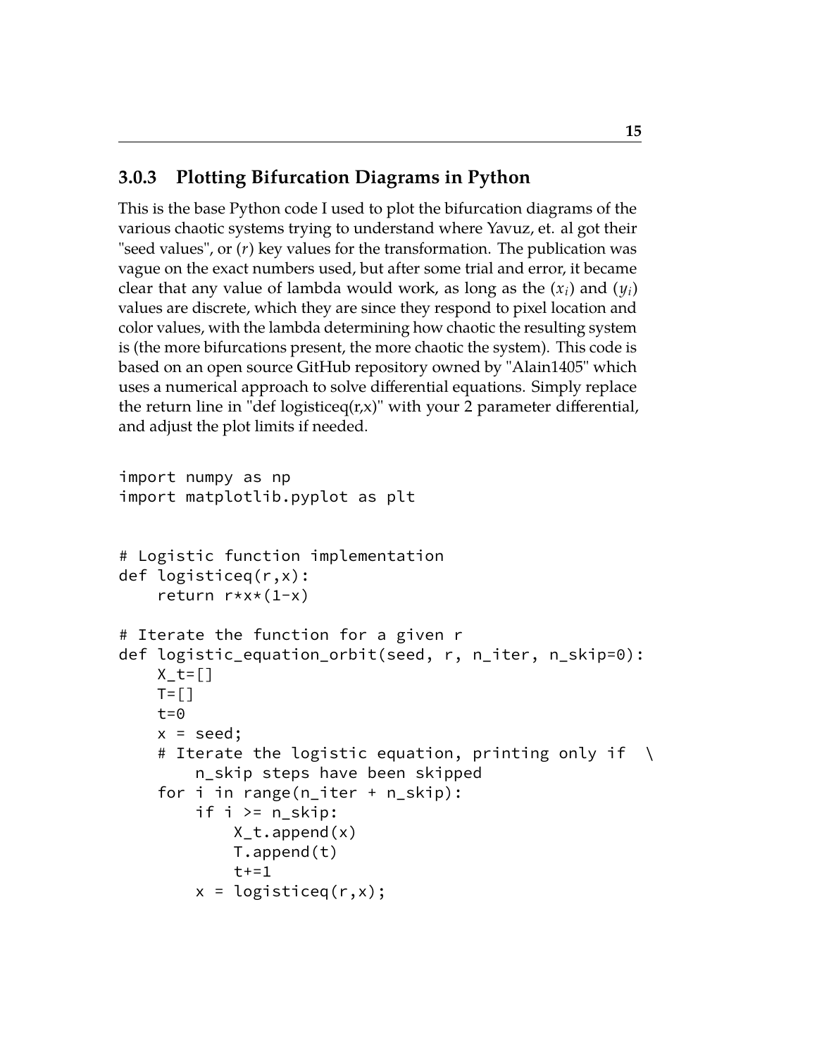### 3.0.3 Plotting Bifurcation Diagrams in Python

This is the base Python code I used to plot the bifurcation diagrams of the various chaotic systems trying to understand where Yavuz, et. al got their "seed values", or ($r$) key values for the transformation. The publication was vague on the exact numbers used, but after some trial and error, it became clear that any value of lambda would work, as long as the ($x_i$) and ($y_i$) values are discrete, which they are since they respond to pixel location and color values, with the lambda determining how chaotic the resulting system is (the more bifurcations present, the more chaotic the system). This code is based on an open source GitHub repository owned by "Alain1405" which uses a numerical approach to solve differential equations. Simply replace the return line in "def logisticeq(r,x)" with your 2 parameter differential, and adjust the plot limits if needed.

```
import numpy as np
import matplotlib.pyplot as plt


# Logistic function implementation
def logisticeq(r,x):
    return r*x*(1-x)

# Iterate the function for a given r
def logistic_equation_orbit(seed, r, n_iter, n_skip=0):
    X_t=[]
    T=[]
    t=0
    x = seed;
    # Iterate the logistic equation, printing only if  \
        n_skip steps have been skipped
    for i in range(n_iter + n_skip):
        if i >= n_skip:
            X_t.append(x)
            T.append(t)
            t+=1
        x = logisticeq(r,x);
```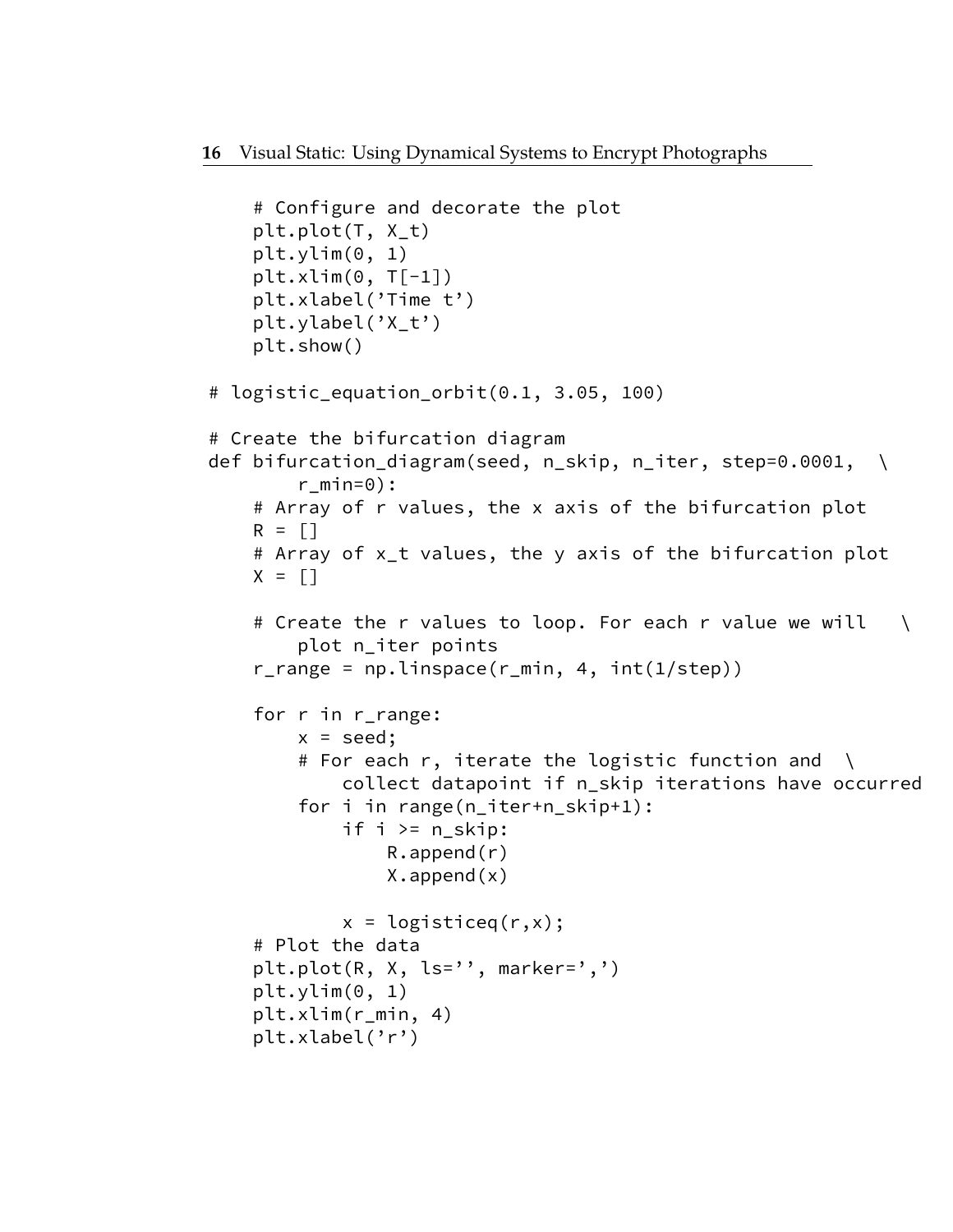```
    # Configure and decorate the plot
    plt.plot(T, X_t)
    plt.ylim(0, 1)
    plt.xlim(0, T[-1])
    plt.xlabel('Time t')
    plt.ylabel('X_t')
    plt.show()

# logistic_equation_orbit(0.1, 3.05, 100)

# Create the bifurcation diagram
def bifurcation_diagram(seed, n_skip, n_iter, step=0.0001,  \
        r_min=0):
    # Array of r values, the x axis of the bifurcation plot
    R = []
    # Array of x_t values, the y axis of the bifurcation plot
    X = []

    # Create the r values to loop. For each r value we will   \
        plot n_iter points
    r_range = np.linspace(r_min, 4, int(1/step))

    for r in r_range:
        x = seed;
        # For each r, iterate the logistic function and  \
            collect datapoint if n_skip iterations have occurred
        for i in range(n_iter+n_skip+1):
            if i >= n_skip:
                R.append(r)
                X.append(x)

            x = logisticeq(r,x);
    # Plot the data
    plt.plot(R, X, ls='', marker=',')
    plt.ylim(0, 1)
    plt.xlim(r_min, 4)
    plt.xlabel('r')
```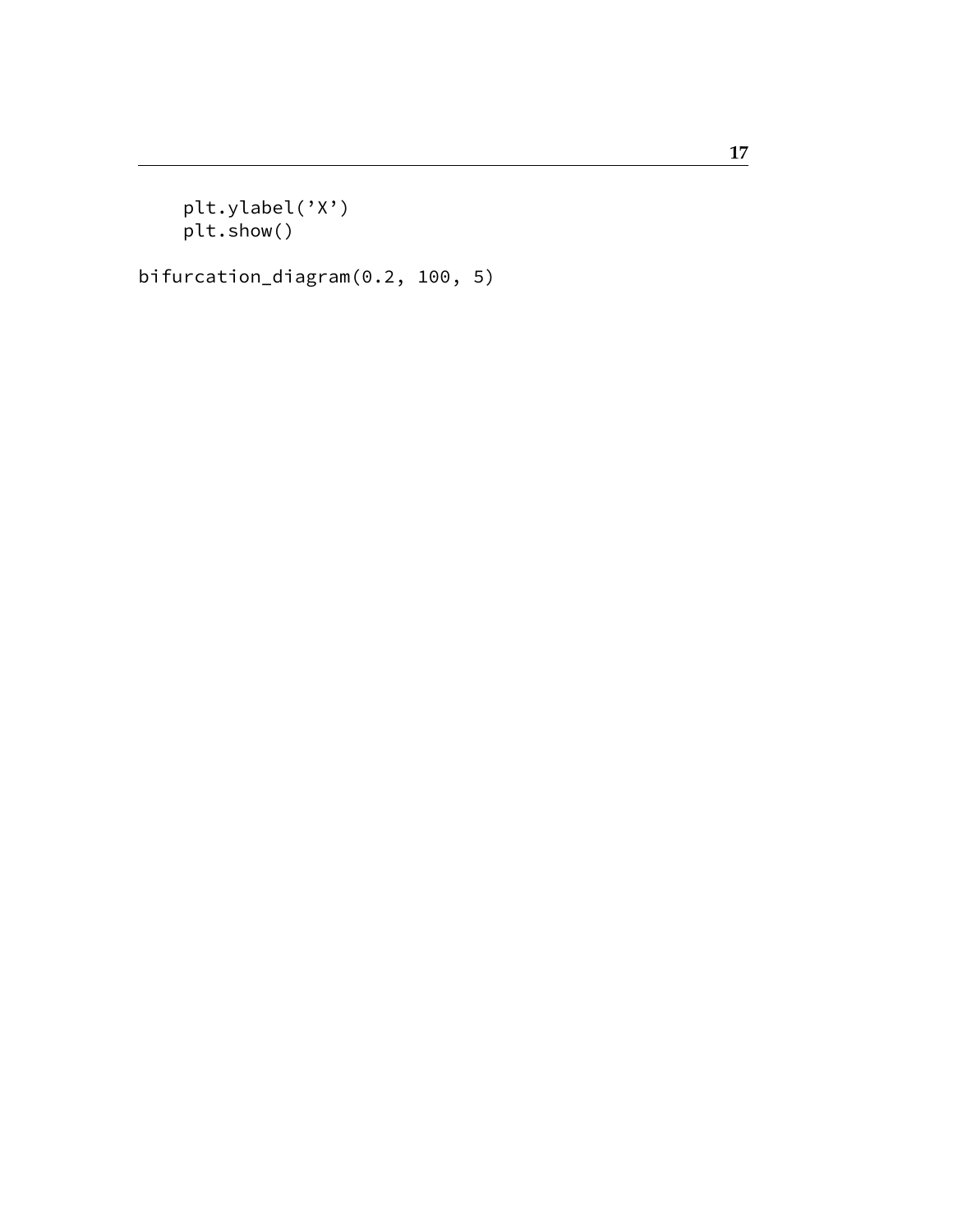```
    plt.ylabel('X')
    plt.show()

bifurcation_diagram(0.2, 100, 5)
```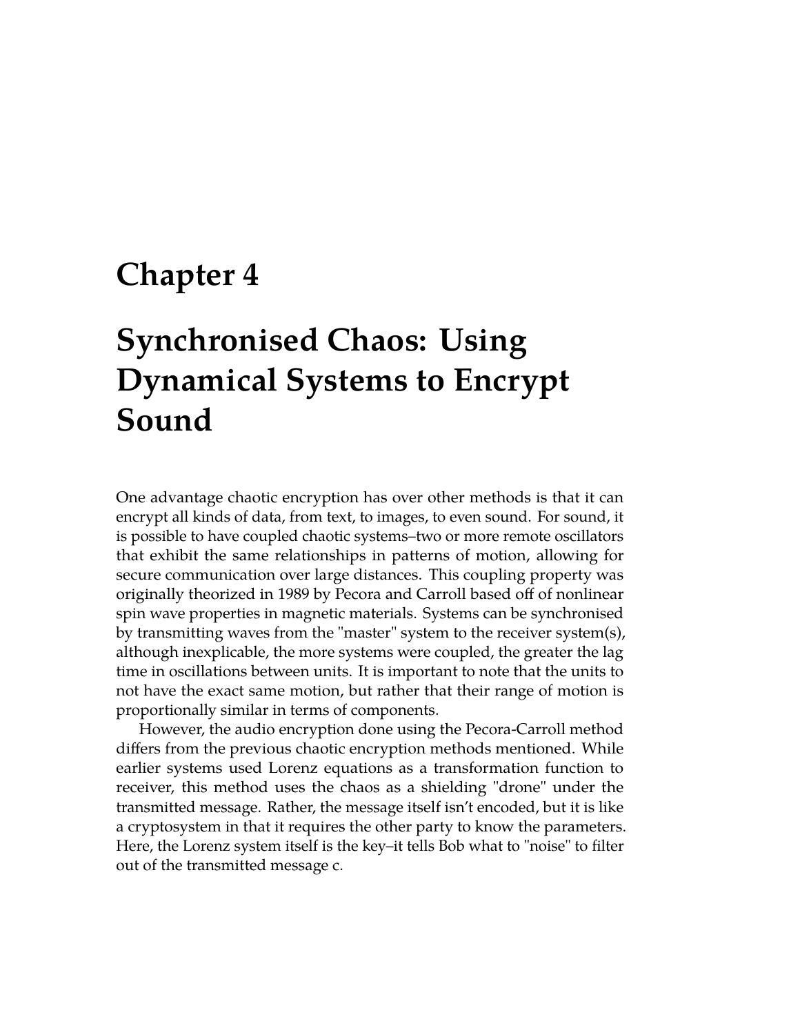# Chapter 4

# Synchronised Chaos: Using Dynamical Systems to Encrypt Sound

One advantage chaotic encryption has over other methods is that it can encrypt all kinds of data, from text, to images, to even sound. For sound, it is possible to have coupled chaotic systems–two or more remote oscillators that exhibit the same relationships in patterns of motion, allowing for secure communication over large distances. This coupling property was originally theorized in 1989 by Pecora and Carroll based off of nonlinear spin wave properties in magnetic materials. Systems can be synchronised by transmitting waves from the "master" system to the receiver system(s), although inexplicable, the more systems were coupled, the greater the lag time in oscillations between units. It is important to note that the units to not have the exact same motion, but rather that their range of motion is proportionally similar in terms of components.

However, the audio encryption done using the Pecora-Carroll method differs from the previous chaotic encryption methods mentioned. While earlier systems used Lorenz equations as a transformation function to receiver, this method uses the chaos as a shielding "drone" under the transmitted message. Rather, the message itself isn't encoded, but it is like a cryptosystem in that it requires the other party to know the parameters. Here, the Lorenz system itself is the key–it tells Bob what to "noise" to filter out of the transmitted message c.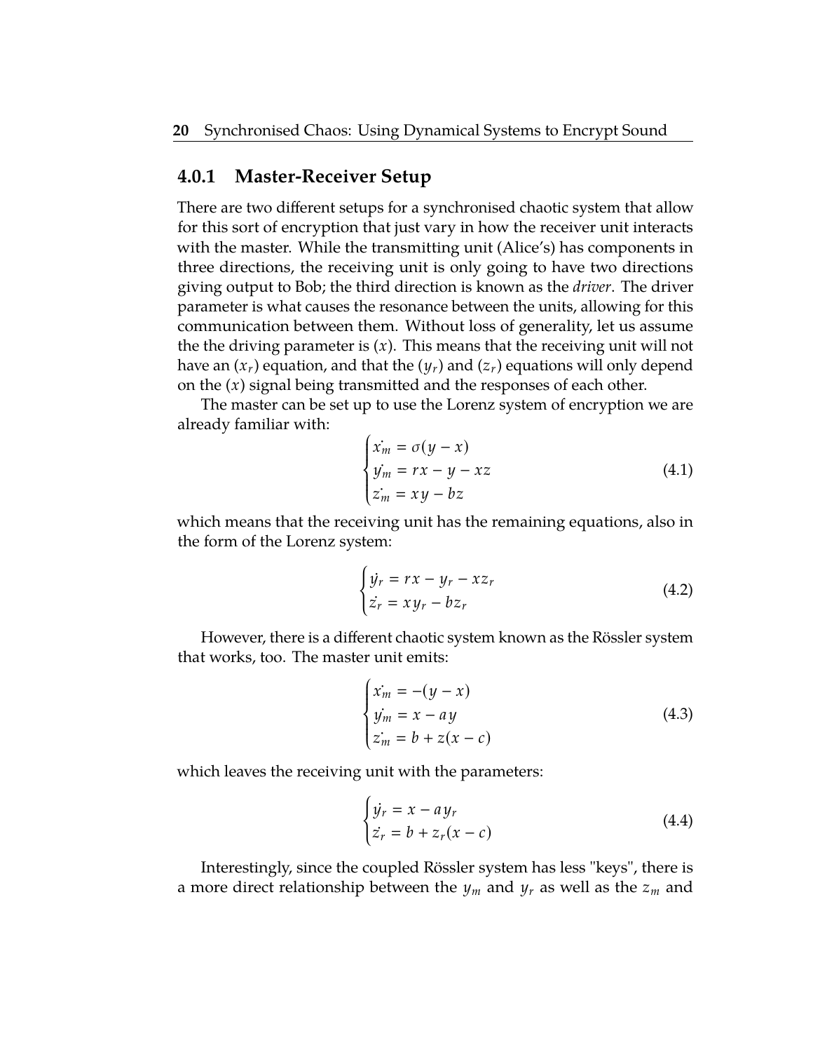### 4.0.1 Master-Receiver Setup

There are two different setups for a synchronised chaotic system that allow for this sort of encryption that just vary in how the receiver unit interacts with the master. While the transmitting unit (Alice's) has components in three directions, the receiving unit is only going to have two directions giving output to Bob; the third direction is known as the *driver*. The driver parameter is what causes the resonance between the units, allowing for this communication between them. Without loss of generality, let us assume the the driving parameter is $(x)$. This means that the receiving unit will not have an $(x_r)$ equation, and that the $(y_r)$ and $(z_r)$ equations will only depend on the $(x)$ signal being transmitted and the responses of each other.

The master can be set up to use the Lorenz system of encryption we are already familiar with:

$$\begin{cases} \dot{x_m} = \sigma(y - x) \\ \dot{y_m} = rx - y - xz \\ \dot{z_m} = xy - bz \end{cases} \tag{4.1}$$

which means that the receiving unit has the remaining equations, also in the form of the Lorenz system:

$$\begin{cases} \dot{y_r} = rx - y_r - xz_r \\ \dot{z_r} = xy_r - bz_r \end{cases} \tag{4.2}$$

However, there is a different chaotic system known as the Rössler system that works, too. The master unit emits:

$$\begin{cases} \dot{x_m} = -(y - x) \\ \dot{y_m} = x - ay \\ \dot{z_m} = b + z(x - c) \end{cases} \tag{4.3}$$

which leaves the receiving unit with the parameters:

$$\begin{cases} \dot{y_r} = x - ay_r \\ \dot{z_r} = b + z_r(x - c) \end{cases} \tag{4.4}$$

Interestingly, since the coupled Rössler system has less "keys", there is a more direct relationship between the $y_m$ and $y_r$ as well as the $z_m$ and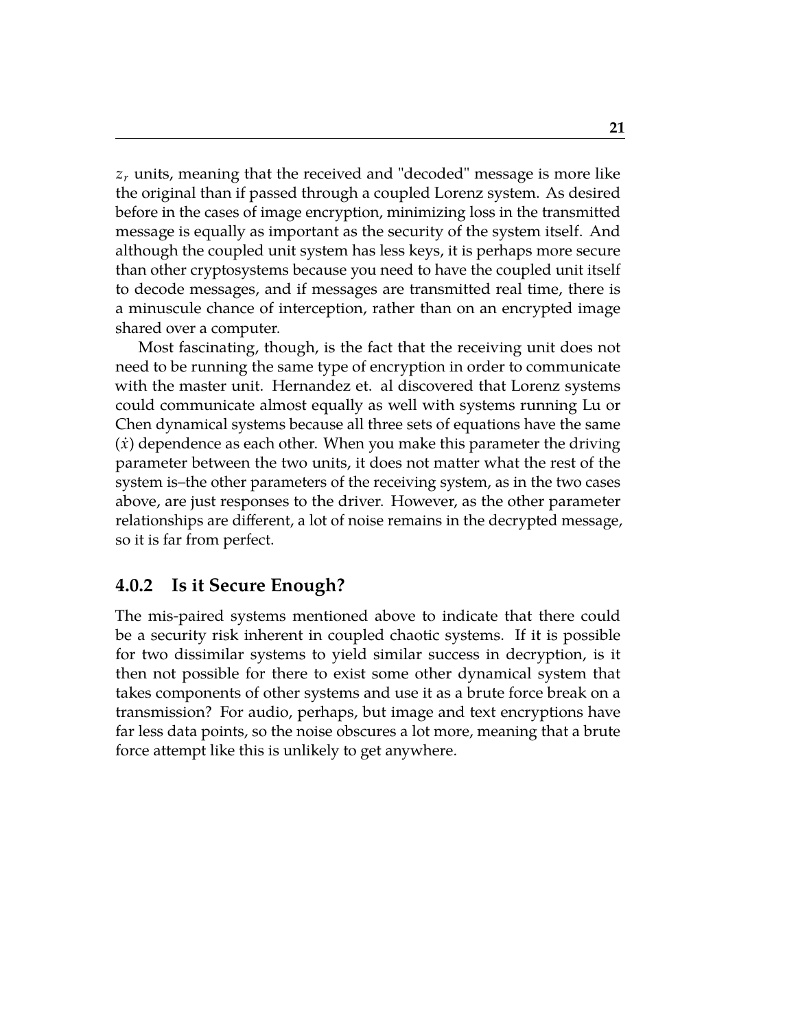$z_r$ units, meaning that the received and "decoded" message is more like the original than if passed through a coupled Lorenz system. As desired before in the cases of image encryption, minimizing loss in the transmitted message is equally as important as the security of the system itself. And although the coupled unit system has less keys, it is perhaps more secure than other cryptosystems because you need to have the coupled unit itself to decode messages, and if messages are transmitted real time, there is a minuscule chance of interception, rather than on an encrypted image shared over a computer.

Most fascinating, though, is the fact that the receiving unit does not need to be running the same type of encryption in order to communicate with the master unit. Hernandez et. al discovered that Lorenz systems could communicate almost equally as well with systems running Lu or Chen dynamical systems because all three sets of equations have the same ($\dot{x}$) dependence as each other. When you make this parameter the driving parameter between the two units, it does not matter what the rest of the system is–the other parameters of the receiving system, as in the two cases above, are just responses to the driver. However, as the other parameter relationships are different, a lot of noise remains in the decrypted message, so it is far from perfect.

### 4.0.2 Is it Secure Enough?

The mis-paired systems mentioned above to indicate that there could be a security risk inherent in coupled chaotic systems. If it is possible for two dissimilar systems to yield similar success in decryption, is it then not possible for there to exist some other dynamical system that takes components of other systems and use it as a brute force break on a transmission? For audio, perhaps, but image and text encryptions have far less data points, so the noise obscures a lot more, meaning that a brute force attempt like this is unlikely to get anywhere.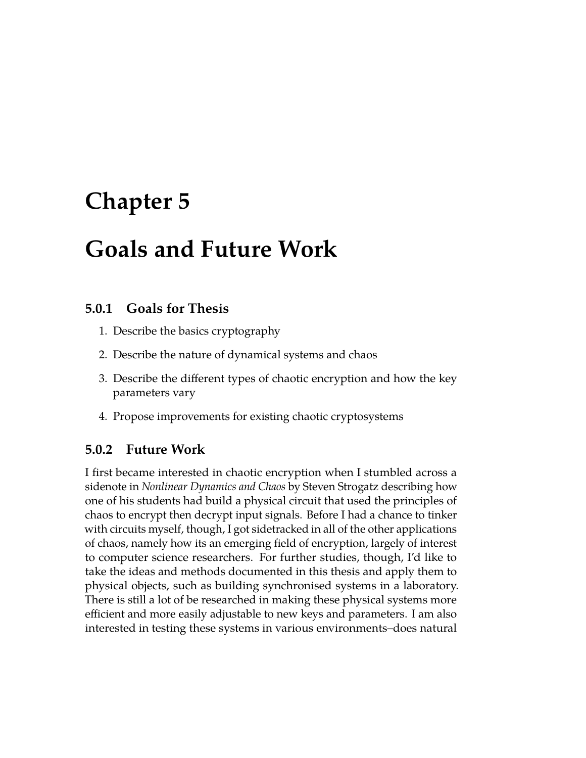# Chapter 5

# Goals and Future Work

### 5.0.1 Goals for Thesis

1. Describe the basics cryptography
2. Describe the nature of dynamical systems and chaos
3. Describe the different types of chaotic encryption and how the key parameters vary
4. Propose improvements for existing chaotic cryptosystems

### 5.0.2 Future Work

I first became interested in chaotic encryption when I stumbled across a sidenote in *Nonlinear Dynamics and Chaos* by Steven Strogatz describing how one of his students had build a physical circuit that used the principles of chaos to encrypt then decrypt input signals. Before I had a chance to tinker with circuits myself, though, I got sidetracked in all of the other applications of chaos, namely how its an emerging field of encryption, largely of interest to computer science researchers. For further studies, though, I'd like to take the ideas and methods documented in this thesis and apply them to physical objects, such as building synchronised systems in a laboratory. There is still a lot of be researched in making these physical systems more efficient and more easily adjustable to new keys and parameters. I am also interested in testing these systems in various environments–does natural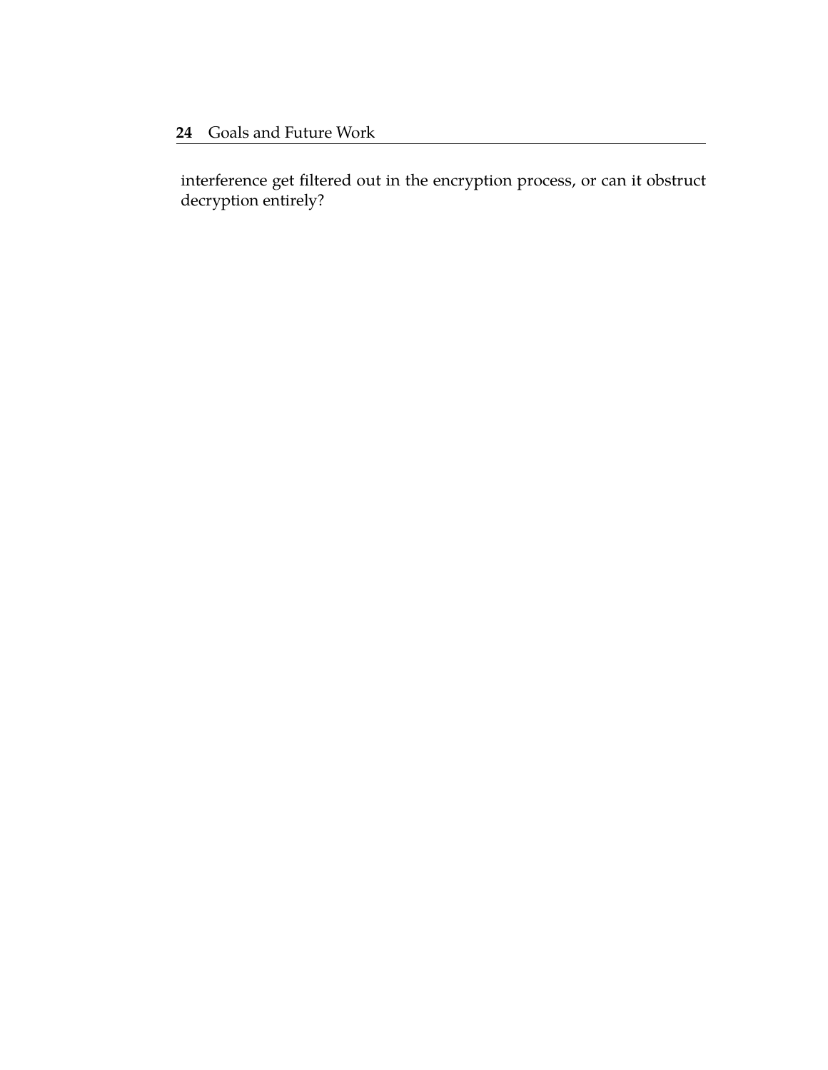interference get filtered out in the encryption process, or can it obstruct decryption entirely?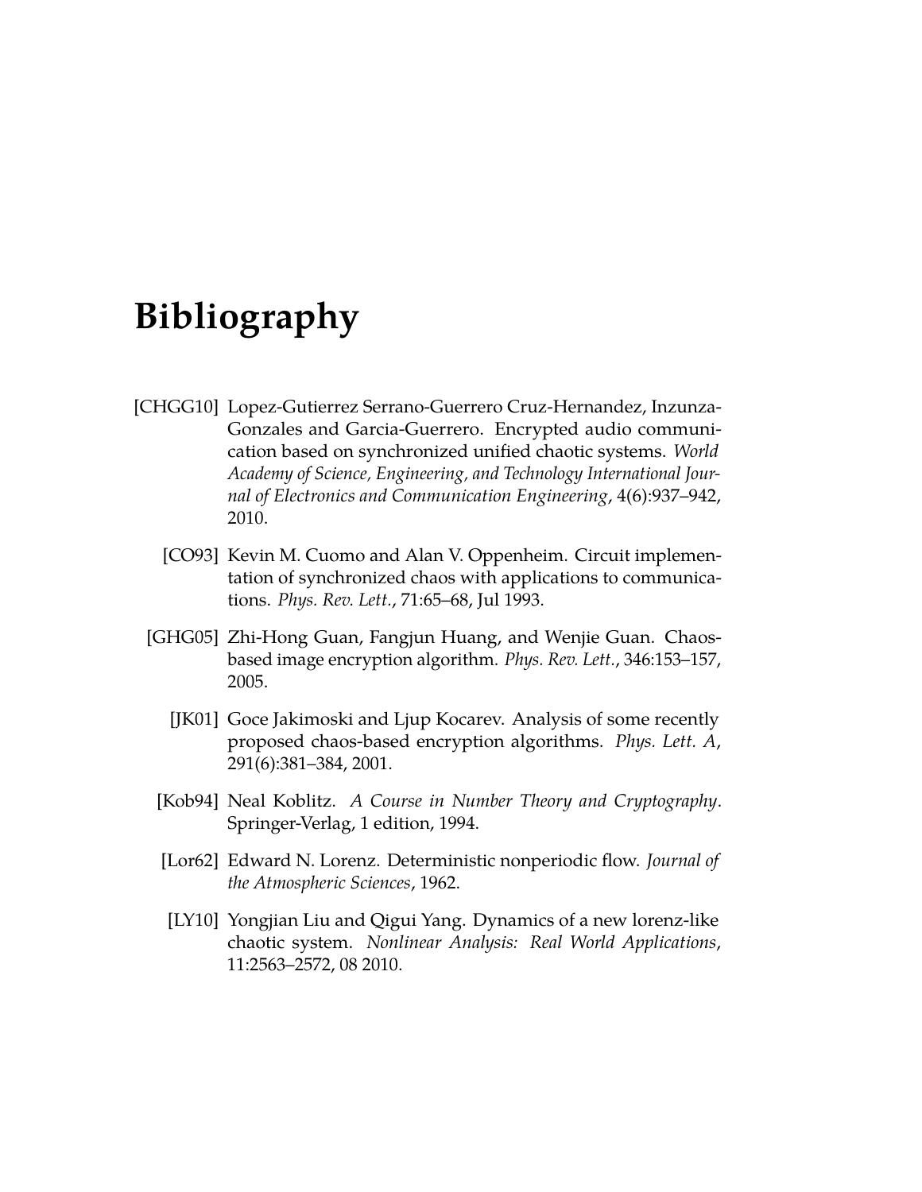# Bibliography

[CHGG10] Lopez-Gutierrez Serrano-Guerrero Cruz-Hernandez, Inzunza-Gonzales and Garcia-Guerrero. Encrypted audio communication based on synchronized unified chaotic systems. *World Academy of Science, Engineering, and Technology International Journal of Electronics and Communication Engineering*, 4(6):937–942, 2010.

[CO93] Kevin M. Cuomo and Alan V. Oppenheim. Circuit implementation of synchronized chaos with applications to communications. *Phys. Rev. Lett.*, 71:65–68, Jul 1993.

[GHG05] Zhi-Hong Guan, Fangjun Huang, and Wenjie Guan. Chaos-based image encryption algorithm. *Phys. Rev. Lett.*, 346:153–157, 2005.

[JK01] Goce Jakimoski and Ljup Kocarev. Analysis of some recently proposed chaos-based encryption algorithms. *Phys. Lett. A*, 291(6):381–384, 2001.

[Kob94] Neal Koblitz. *A Course in Number Theory and Cryptography*. Springer-Verlag, 1 edition, 1994.

[Lor62] Edward N. Lorenz. Deterministic nonperiodic flow. *Journal of the Atmospheric Sciences*, 1962.

[LY10] Yongjian Liu and Qigui Yang. Dynamics of a new lorenz-like chaotic system. *Nonlinear Analysis: Real World Applications*, 11:2563–2572, 08 2010.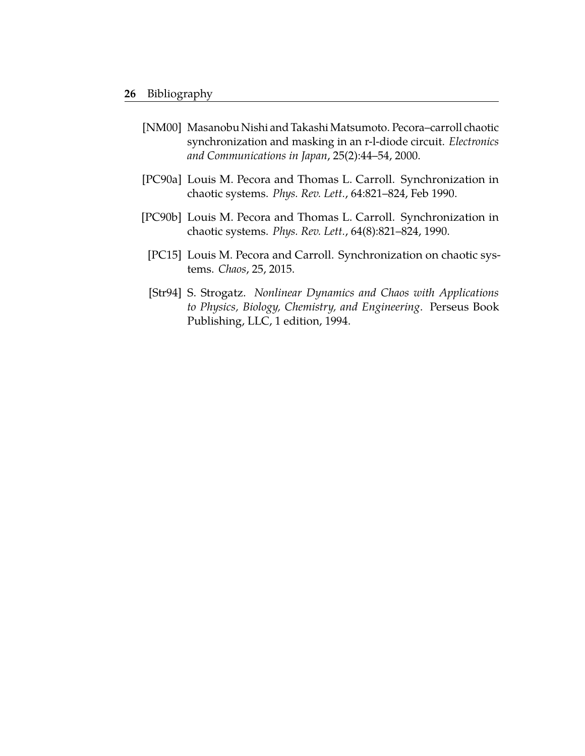[NM00] Masanobu Nishi and Takashi Matsumoto. Pecora–carroll chaotic synchronization and masking in an r-l-diode circuit. *Electronics and Communications in Japan*, 25(2):44–54, 2000.

[PC90a] Louis M. Pecora and Thomas L. Carroll. Synchronization in chaotic systems. *Phys. Rev. Lett.*, 64:821–824, Feb 1990.

[PC90b] Louis M. Pecora and Thomas L. Carroll. Synchronization in chaotic systems. *Phys. Rev. Lett.*, 64(8):821–824, 1990.

[PC15] Louis M. Pecora and Carroll. Synchronization on chaotic systems. *Chaos*, 25, 2015.

[Str94] S. Strogatz. *Nonlinear Dynamics and Chaos with Applications to Physics, Biology, Chemistry, and Engineering*. Perseus Book Publishing, LLC, 1 edition, 1994.